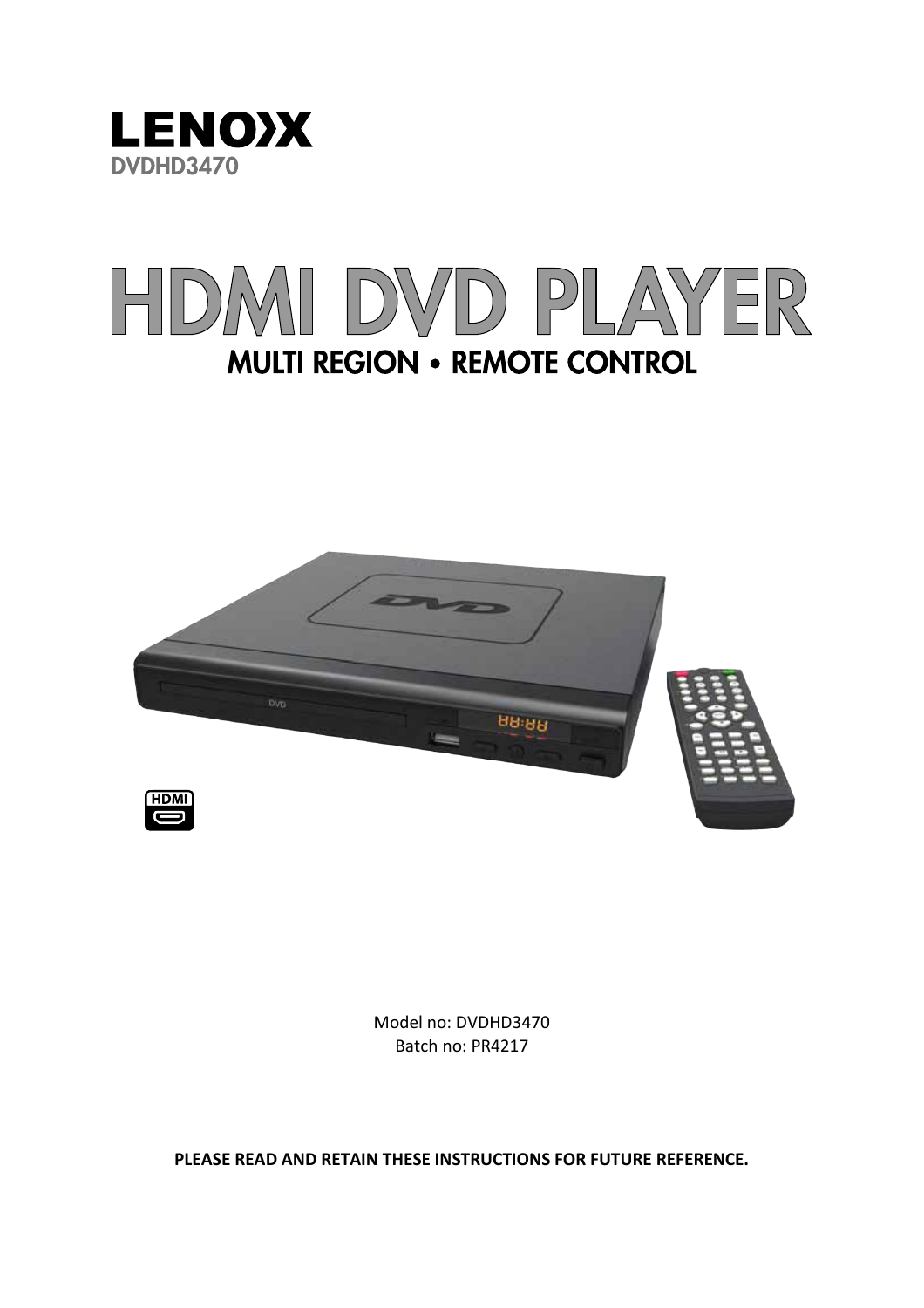LENOXX

DVDHD3470

# HDMI DVD PLAYER

## MULTI REGION • REMOTE CONTROL

Model no: DVDHD3470
Batch no: PR4217

**PLEASE READ AND RETAIN THESE INSTRUCTIONS FOR FUTURE REFERENCE.**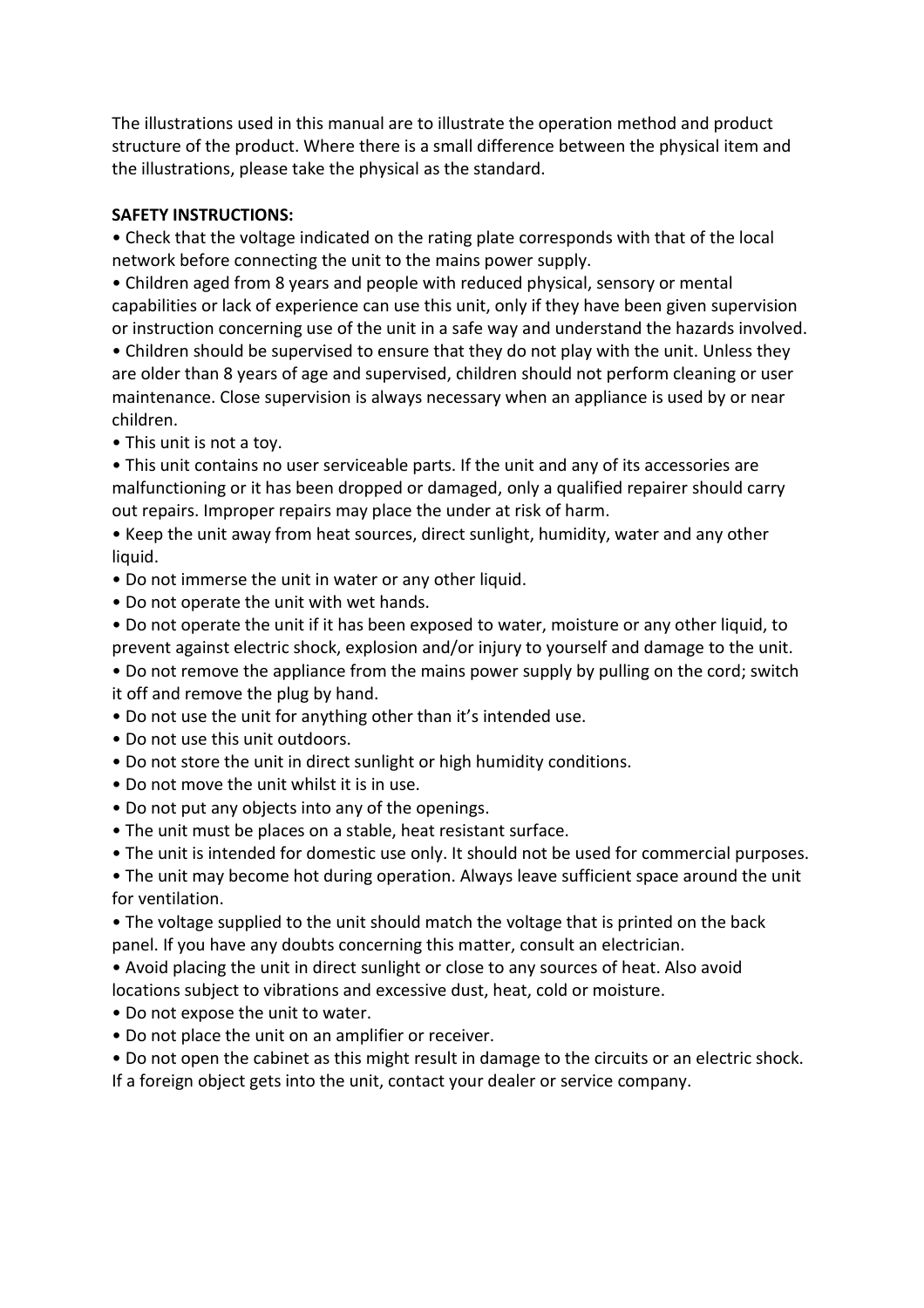The illustrations used in this manual are to illustrate the operation method and product structure of the product. Where there is a small difference between the physical item and the illustrations, please take the physical as the standard.

**SAFETY INSTRUCTIONS:**

- Check that the voltage indicated on the rating plate corresponds with that of the local network before connecting the unit to the mains power supply.
- Children aged from 8 years and people with reduced physical, sensory or mental capabilities or lack of experience can use this unit, only if they have been given supervision or instruction concerning use of the unit in a safe way and understand the hazards involved.
- Children should be supervised to ensure that they do not play with the unit. Unless they are older than 8 years of age and supervised, children should not perform cleaning or user maintenance. Close supervision is always necessary when an appliance is used by or near children.
- This unit is not a toy.
- This unit contains no user serviceable parts. If the unit and any of its accessories are malfunctioning or it has been dropped or damaged, only a qualified repairer should carry out repairs. Improper repairs may place the under at risk of harm.
- Keep the unit away from heat sources, direct sunlight, humidity, water and any other liquid.
- Do not immerse the unit in water or any other liquid.
- Do not operate the unit with wet hands.
- Do not operate the unit if it has been exposed to water, moisture or any other liquid, to prevent against electric shock, explosion and/or injury to yourself and damage to the unit.
- Do not remove the appliance from the mains power supply by pulling on the cord; switch it off and remove the plug by hand.
- Do not use the unit for anything other than it's intended use.
- Do not use this unit outdoors.
- Do not store the unit in direct sunlight or high humidity conditions.
- Do not move the unit whilst it is in use.
- Do not put any objects into any of the openings.
- The unit must be places on a stable, heat resistant surface.
- The unit is intended for domestic use only. It should not be used for commercial purposes.
- The unit may become hot during operation. Always leave sufficient space around the unit for ventilation.
- The voltage supplied to the unit should match the voltage that is printed on the back panel. If you have any doubts concerning this matter, consult an electrician.
- Avoid placing the unit in direct sunlight or close to any sources of heat. Also avoid locations subject to vibrations and excessive dust, heat, cold or moisture.
- Do not expose the unit to water.
- Do not place the unit on an amplifier or receiver.
- Do not open the cabinet as this might result in damage to the circuits or an electric shock. If a foreign object gets into the unit, contact your dealer or service company.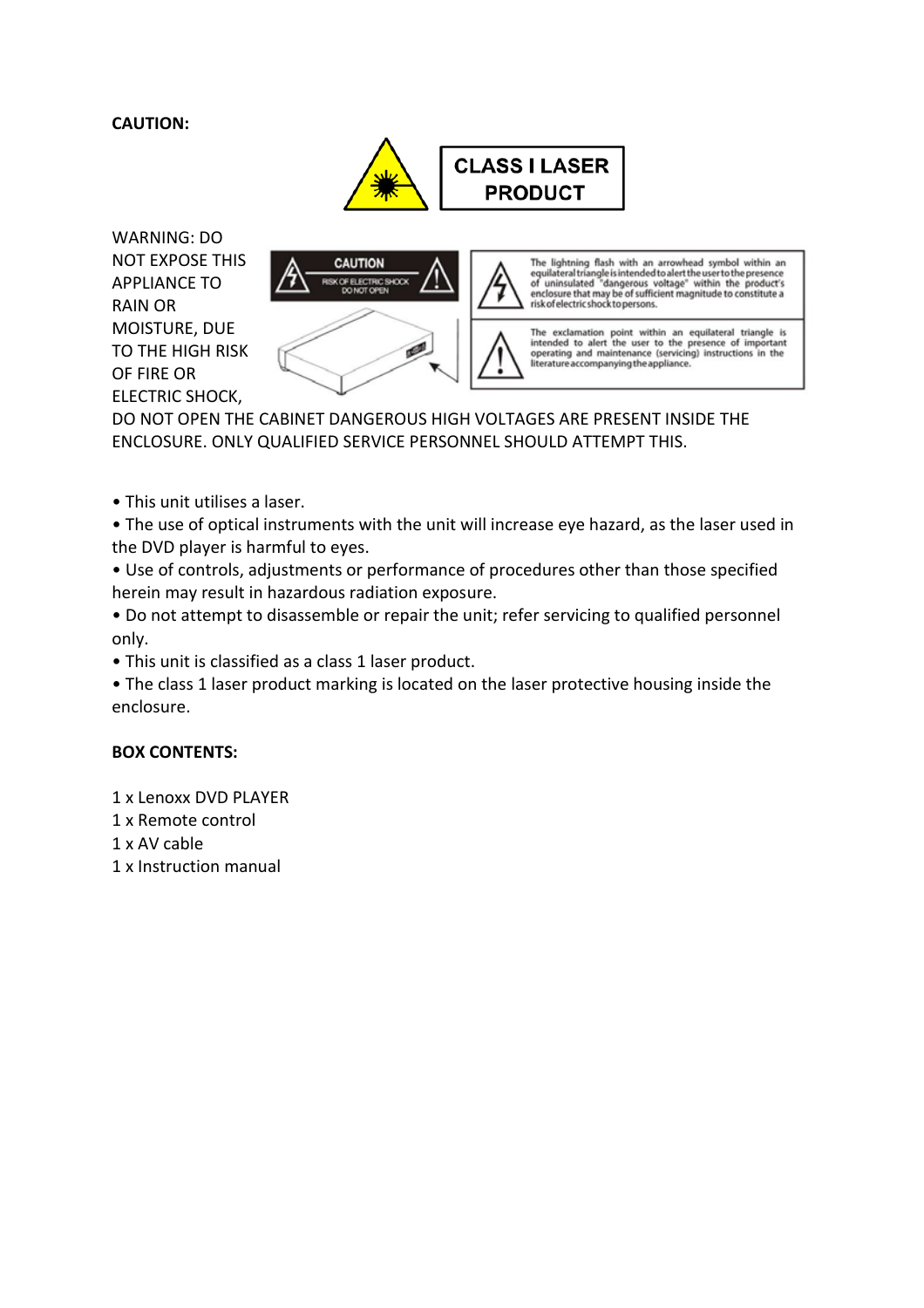**CAUTION:**

CLASS I LASER PRODUCT

WARNING: DO NOT EXPOSE THIS APPLIANCE TO RAIN OR MOISTURE, DUE TO THE HIGH RISK OF FIRE OR ELECTRIC SHOCK, DO NOT OPEN THE CABINET DANGEROUS HIGH VOLTAGES ARE PRESENT INSIDE THE ENCLOSURE. ONLY QUALIFIED SERVICE PERSONNEL SHOULD ATTEMPT THIS.

CAUTION
RISK OF ELECTRIC SHOCK
DO NOT OPEN

The lightning flash with an arrowhead symbol within an equilateral triangle is intended to alert the user to the presence of uninsulated "dangerous voltage" within the product's enclosure that may be of sufficient magnitude to constitute a risk of electric shock to persons.

The exclamation point within an equilateral triangle is intended to alert the user to the presence of important operating and maintenance (servicing) instructions in the literature accompanying the appliance.

- This unit utilises a laser.
- The use of optical instruments with the unit will increase eye hazard, as the laser used in the DVD player is harmful to eyes.
- Use of controls, adjustments or performance of procedures other than those specified herein may result in hazardous radiation exposure.
- Do not attempt to disassemble or repair the unit; refer servicing to qualified personnel only.
- This unit is classified as a class 1 laser product.
- The class 1 laser product marking is located on the laser protective housing inside the enclosure.

**BOX CONTENTS:**

1 x Lenoxx DVD PLAYER
1 x Remote control
1 x AV cable
1 x Instruction manual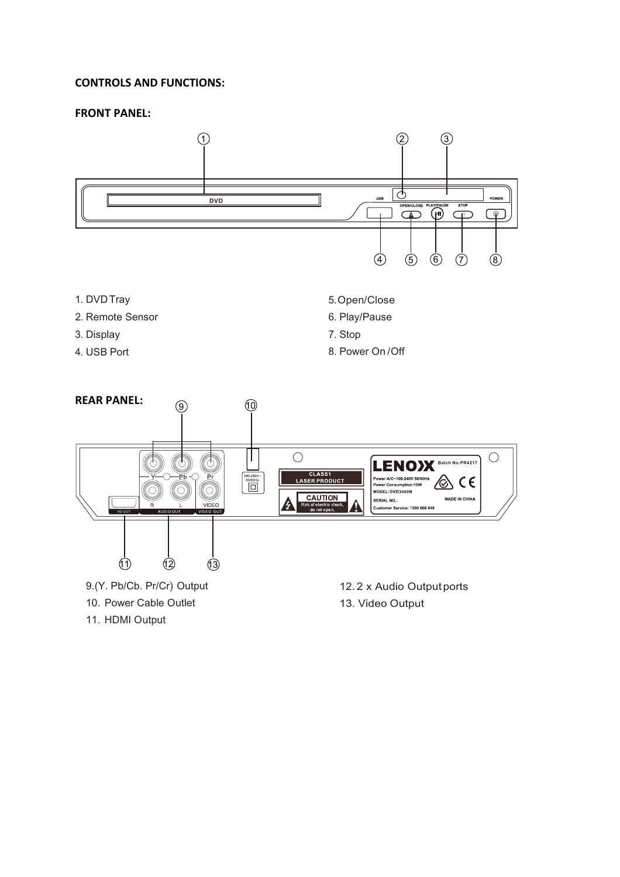**CONTROLS AND FUNCTIONS:**

**FRONT PANEL:**

1. DVD Tray
2. Remote Sensor
3. Display
4. USB Port
5. Open/Close
6. Play/Pause
7. Stop
8. Power On /Off

**REAR PANEL:**

9. (Y. Pb/Cb. Pr/Cr) Output
10. Power Cable Outlet
11. HDMI Output
12. 2 x Audio Output ports
13. Video Output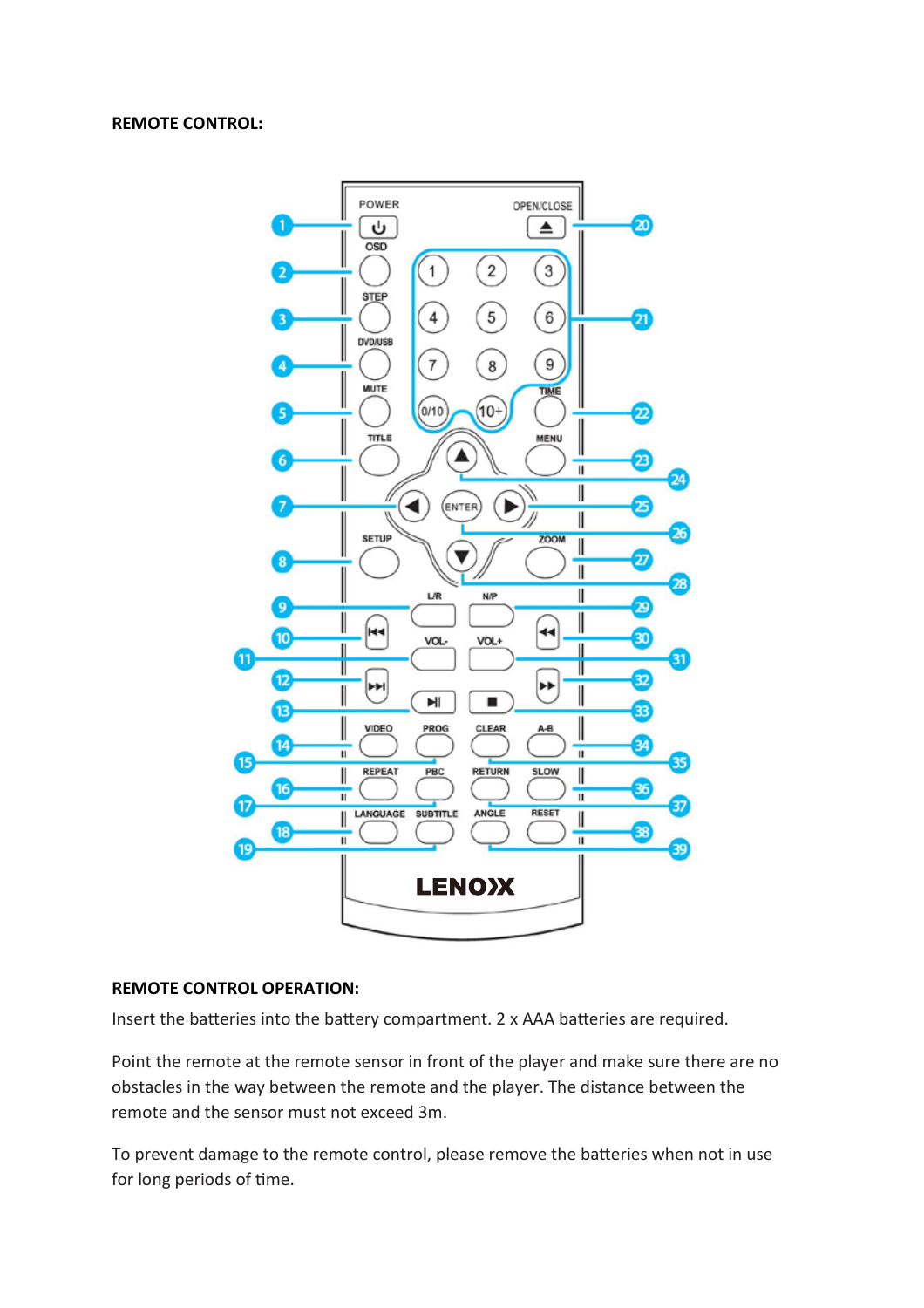**REMOTE CONTROL:**

**REMOTE CONTROL OPERATION:**

Insert the batteries into the battery compartment. 2 x AAA batteries are required.

Point the remote at the remote sensor in front of the player and make sure there are no obstacles in the way between the remote and the player. The distance between the remote and the sensor must not exceed 3m.

To prevent damage to the remote control, please remove the batteries when not in use for long periods of time.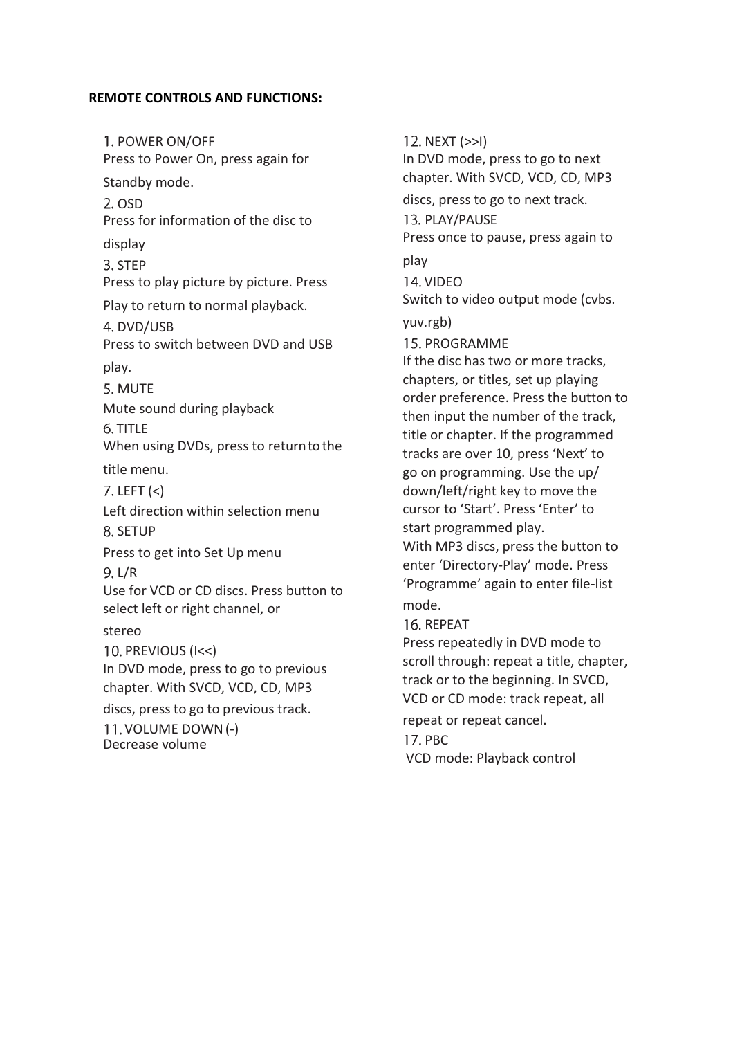**REMOTE CONTROLS AND FUNCTIONS:**

1. POWER ON/OFF
Press to Power On, press again for Standby mode.
2. OSD
Press for information of the disc to display
3. STEP
Press to play picture by picture. Press Play to return to normal playback.
4. DVD/USB
Press to switch between DVD and USB play.
5. MUTE
Mute sound during playback
6. TITLE
When using DVDs, press to return to the title menu.
7. LEFT (<)
Left direction within selection menu
8. SETUP
Press to get into Set Up menu
9. L/R
Use for VCD or CD discs. Press button to select left or right channel, or stereo
10. PREVIOUS (I<<)
In DVD mode, press to go to previous chapter. With SVCD, VCD, CD, MP3 discs, press to go to previous track.
11. VOLUME DOWN (-)
Decrease volume
12. NEXT (>>I)
In DVD mode, press to go to next chapter. With SVCD, VCD, CD, MP3 discs, press to go to next track.
13. PLAY/PAUSE
Press once to pause, press again to play
14. VIDEO
Switch to video output mode (cvbs. yuv.rgb)
15. PROGRAMME
If the disc has two or more tracks, chapters, or titles, set up playing order preference. Press the button to then input the number of the track, title or chapter. If the programmed tracks are over 10, press 'Next' to go on programming. Use the up/ down/left/right key to move the cursor to 'Start'. Press 'Enter' to start programmed play.
With MP3 discs, press the button to enter 'Directory-Play' mode. Press 'Programme' again to enter file-list mode.
16. REPEAT
Press repeatedly in DVD mode to scroll through: repeat a title, chapter, track or to the beginning. In SVCD, VCD or CD mode: track repeat, all repeat or repeat cancel.
17. PBC
VCD mode: Playback control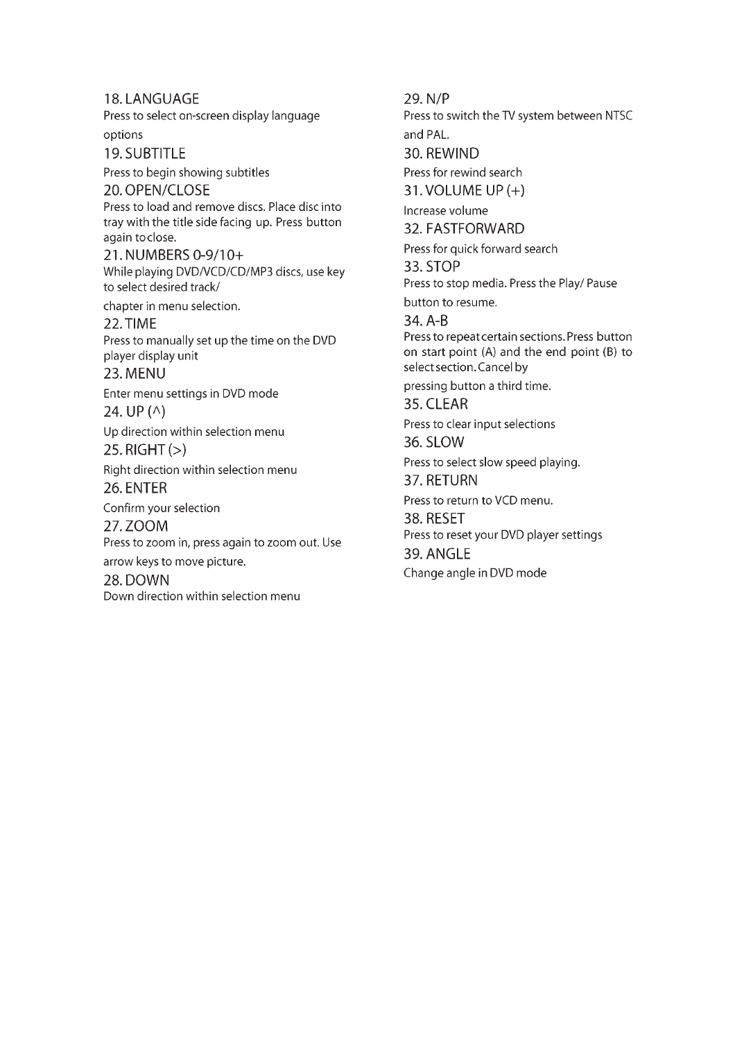### 18. LANGUAGE

Press to select on-screen display language options

### 19. SUBTITLE

Press to begin showing subtitles

### 20. OPEN/CLOSE

Press to load and remove discs. Place disc into tray with the title side facing up. Press button again to close.

### 21. NUMBERS 0-9/10+

While playing DVD/VCD/CD/MP3 discs, use key to select desired track/ chapter in menu selection.

### 22. TIME

Press to manually set up the time on the DVD player display unit

### 23. MENU

Enter menu settings in DVD mode

### 24. UP (^)

Up direction within selection menu

### 25. RIGHT (>)

Right direction within selection menu

### 26. ENTER

Confirm your selection

### 27. ZOOM

Press to zoom in, press again to zoom out. Use arrow keys to move picture.

### 28. DOWN

Down direction within selection menu

### 29. N/P

Press to switch the TV system between NTSC and PAL.

### 30. REWIND

Press for rewind search

### 31. VOLUME UP (+)

Increase volume

### 32. FASTFORWARD

Press for quick forward search

### 33. STOP

Press to stop media. Press the Play/ Pause button to resume.

### 34. A-B

Press to repeat certain sections. Press button on start point (A) and the end point (B) to select section. Cancel by pressing button a third time.

### 35. CLEAR

Press to clear input selections

### 36. SLOW

Press to select slow speed playing.

### 37. RETURN

Press to return to VCD menu.

### 38. RESET

Press to reset your DVD player settings

### 39. ANGLE

Change angle in DVD mode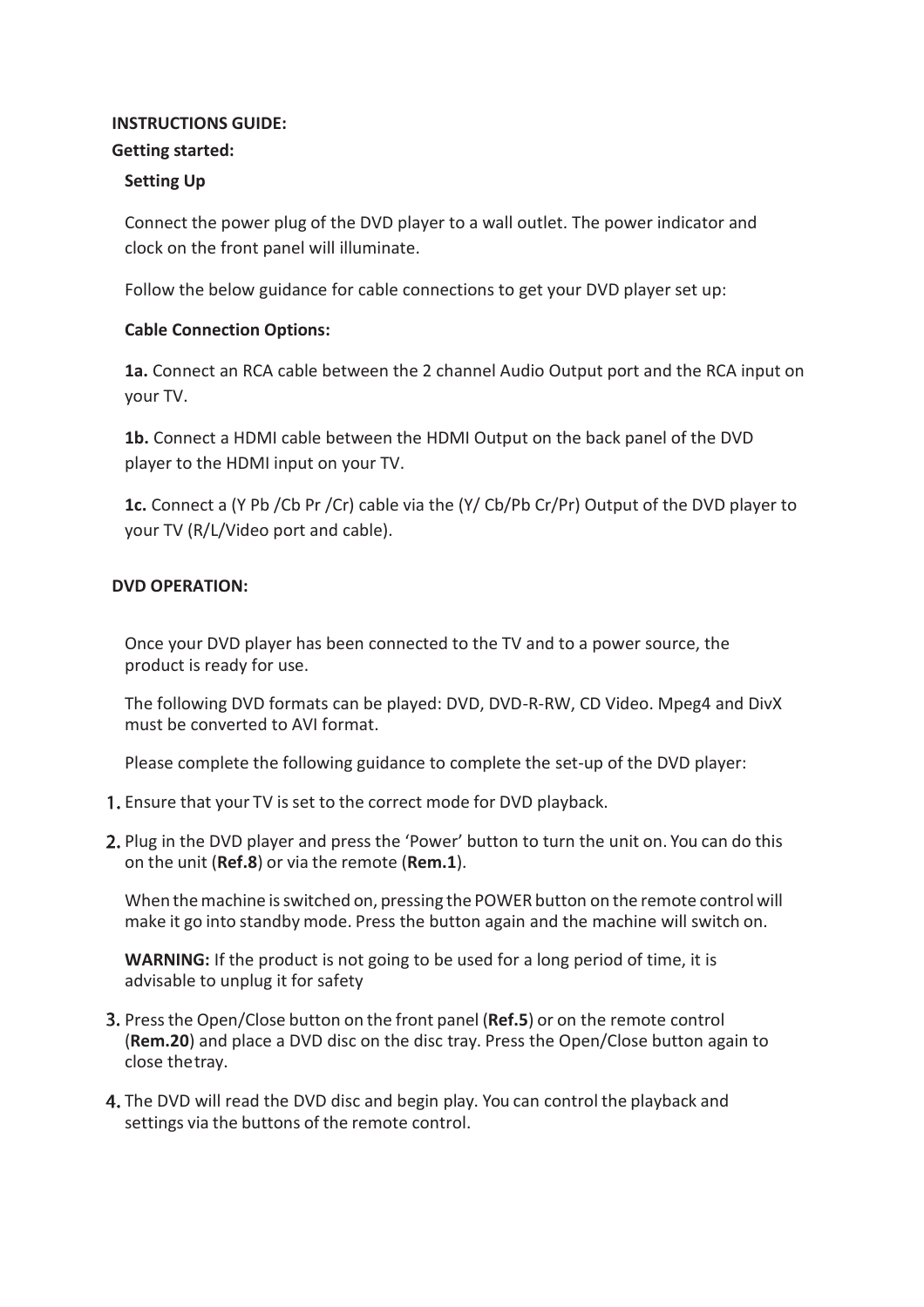**INSTRUCTIONS GUIDE:**

**Getting started:**

**Setting Up**

Connect the power plug of the DVD player to a wall outlet. The power indicator and clock on the front panel will illuminate.

Follow the below guidance for cable connections to get your DVD player set up:

**Cable Connection Options:**

**1a.** Connect an RCA cable between the 2 channel Audio Output port and the RCA input on your TV.

**1b.** Connect a HDMI cable between the HDMI Output on the back panel of the DVD player to the HDMI input on your TV.

**1c.** Connect a (Y Pb /Cb Pr /Cr) cable via the (Y/ Cb/Pb Cr/Pr) Output of the DVD player to your TV (R/L/Video port and cable).

**DVD OPERATION:**

Once your DVD player has been connected to the TV and to a power source, the product is ready for use.

The following DVD formats can be played: DVD, DVD-R-RW, CD Video. Mpeg4 and DivX must be converted to AVI format.

Please complete the following guidance to complete the set-up of the DVD player:

1. Ensure that your TV is set to the correct mode for DVD playback.
2. Plug in the DVD player and press the 'Power' button to turn the unit on. You can do this on the unit (**Ref.8**) or via the remote (**Rem.1**).

   When the machine is switched on, pressing the POWER button on the remote control will make it go into standby mode. Press the button again and the machine will switch on.

   **WARNING:** If the product is not going to be used for a long period of time, it is advisable to unplug it for safety

3. Press the Open/Close button on the front panel (**Ref.5**) or on the remote control (**Rem.20**) and place a DVD disc on the disc tray. Press the Open/Close button again to close the tray.
4. The DVD will read the DVD disc and begin play. You can control the playback and settings via the buttons of the remote control.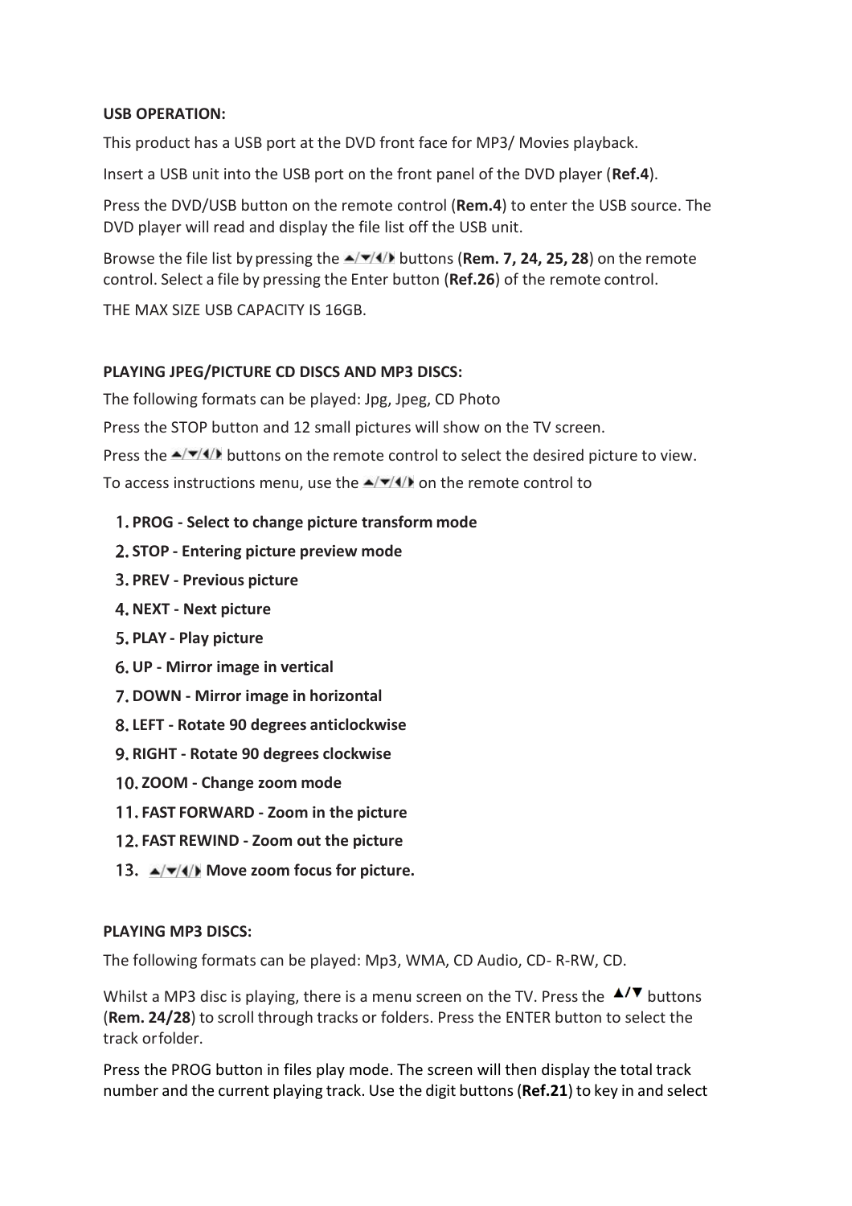**USB OPERATION:**

This product has a USB port at the DVD front face for MP3/ Movies playback.

Insert a USB unit into the USB port on the front panel of the DVD player (**Ref.4**).

Press the DVD/USB button on the remote control (**Rem.4**) to enter the USB source. The DVD player will read and display the file list off the USB unit.

Browse the file list by pressing the ▲/▼/◀/▶ buttons (**Rem. 7, 24, 25, 28**) on the remote control. Select a file by pressing the Enter button (**Ref.26**) of the remote control.

THE MAX SIZE USB CAPACITY IS 16GB.

**PLAYING JPEG/PICTURE CD DISCS AND MP3 DISCS:**

The following formats can be played: Jpg, Jpeg, CD Photo

Press the STOP button and 12 small pictures will show on the TV screen.

Press the ▲/▼/◀/▶ buttons on the remote control to select the desired picture to view.

To access instructions menu, use the ▲/▼/◀/▶ on the remote control to

1. **PROG - Select to change picture transform mode**
2. **STOP - Entering picture preview mode**
3. **PREV - Previous picture**
4. **NEXT - Next picture**
5. **PLAY - Play picture**
6. **UP - Mirror image in vertical**
7. **DOWN - Mirror image in horizontal**
8. **LEFT - Rotate 90 degrees anticlockwise**
9. **RIGHT - Rotate 90 degrees clockwise**
10. **ZOOM - Change zoom mode**
11. **FAST FORWARD - Zoom in the picture**
12. **FAST REWIND - Zoom out the picture**
13. ▲/▼/◀/▶ **Move zoom focus for picture.**

**PLAYING MP3 DISCS:**

The following formats can be played: Mp3, WMA, CD Audio, CD- R-RW, CD.

Whilst a MP3 disc is playing, there is a menu screen on the TV. Press the ▲/▼ buttons (**Rem. 24/28**) to scroll through tracks or folders. Press the ENTER button to select the track orfolder.

Press the PROG button in files play mode. The screen will then display the total track number and the current playing track. Use the digit buttons (**Ref.21**) to key in and select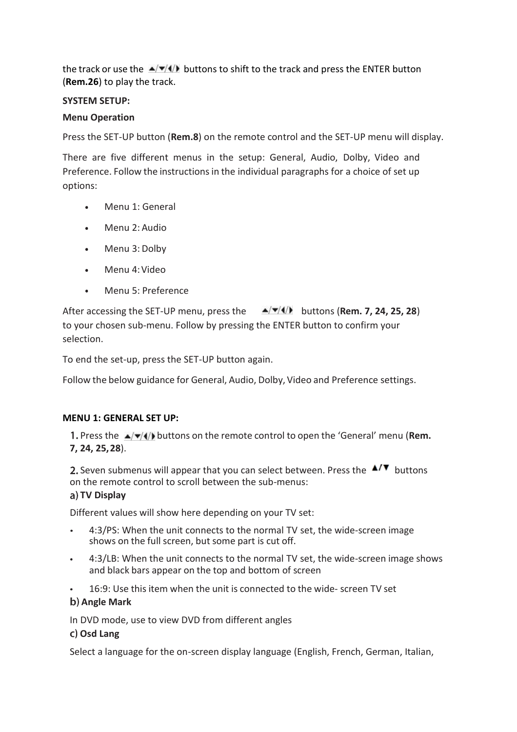the track or use the ▲/▼/◀/▶ buttons to shift to the track and press the ENTER button (**Rem.26**) to play the track.

**SYSTEM SETUP:**

**Menu Operation**

Press the SET-UP button (**Rem.8**) on the remote control and the SET-UP menu will display.

There are five different menus in the setup: General, Audio, Dolby, Video and Preference. Follow the instructions in the individual paragraphs for a choice of set up options:

- Menu 1: General
- Menu 2: Audio
- Menu 3: Dolby
- Menu 4: Video
- Menu 5: Preference

After accessing the SET-UP menu, press the ▲/▼/◀/▶ buttons (**Rem. 7, 24, 25, 28**) to your chosen sub-menu. Follow by pressing the ENTER button to confirm your selection.

To end the set-up, press the SET-UP button again.

Follow the below guidance for General, Audio, Dolby, Video and Preference settings.

**MENU 1: GENERAL SET UP:**

1. Press the ▲/▼/◀/▶ buttons on the remote control to open the 'General' menu (**Rem. 7, 24, 25, 28**).

2. Seven submenus will appear that you can select between. Press the ▲/▼ buttons on the remote control to scroll between the sub-menus:

a) **TV Display**

Different values will show here depending on your TV set:

- 4:3/PS: When the unit connects to the normal TV set, the wide-screen image shows on the full screen, but some part is cut off.
- 4:3/LB: When the unit connects to the normal TV set, the wide-screen image shows and black bars appear on the top and bottom of screen
- 16:9: Use this item when the unit is connected to the wide- screen TV set

b) **Angle Mark**

In DVD mode, use to view DVD from different angles

c) **Osd Lang**

Select a language for the on-screen display language (English, French, German, Italian,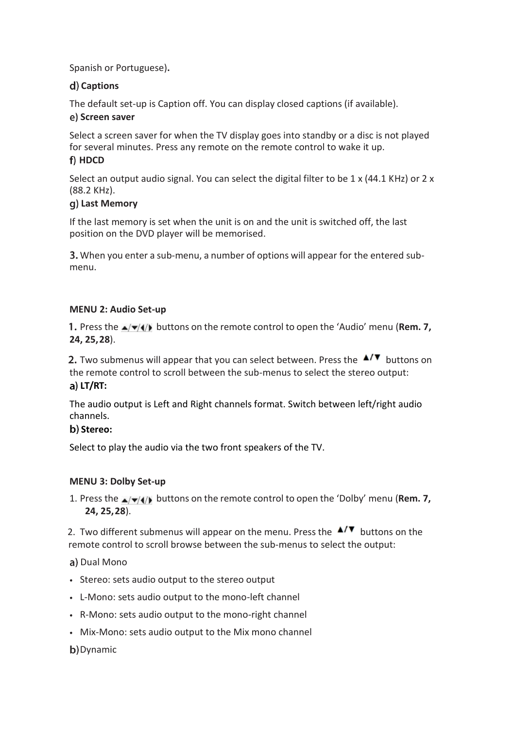Spanish or Portuguese).

**d) Captions**

The default set-up is Caption off. You can display closed captions (if available).

**e) Screen saver**

Select a screen saver for when the TV display goes into standby or a disc is not played for several minutes. Press any remote on the remote control to wake it up.

**f) HDCD**

Select an output audio signal. You can select the digital filter to be 1 x (44.1 KHz) or 2 x (88.2 KHz).

**g) Last Memory**

If the last memory is set when the unit is on and the unit is switched off, the last position on the DVD player will be memorised.

3. When you enter a sub-menu, a number of options will appear for the entered sub-menu.

**MENU 2: Audio Set-up**

1. Press the ▲/▼/◄/► buttons on the remote control to open the 'Audio' menu (**Rem. 7, 24, 25, 28**).

2. Two submenus will appear that you can select between. Press the ▲/▼ buttons on the remote control to scroll between the sub-menus to select the stereo output:

**a) LT/RT:**

The audio output is Left and Right channels format. Switch between left/right audio channels.

**b) Stereo:**

Select to play the audio via the two front speakers of the TV.

**MENU 3: Dolby Set-up**

1. Press the ▲/▼/◄/► buttons on the remote control to open the 'Dolby' menu (**Rem. 7, 24, 25, 28**).

2. Two different submenus will appear on the menu. Press the ▲/▼ buttons on the remote control to scroll browse between the sub-menus to select the output:

a) Dual Mono

- Stereo: sets audio output to the stereo output
- L-Mono: sets audio output to the mono-left channel
- R-Mono: sets audio output to the mono-right channel
- Mix-Mono: sets audio output to the Mix mono channel

b) Dynamic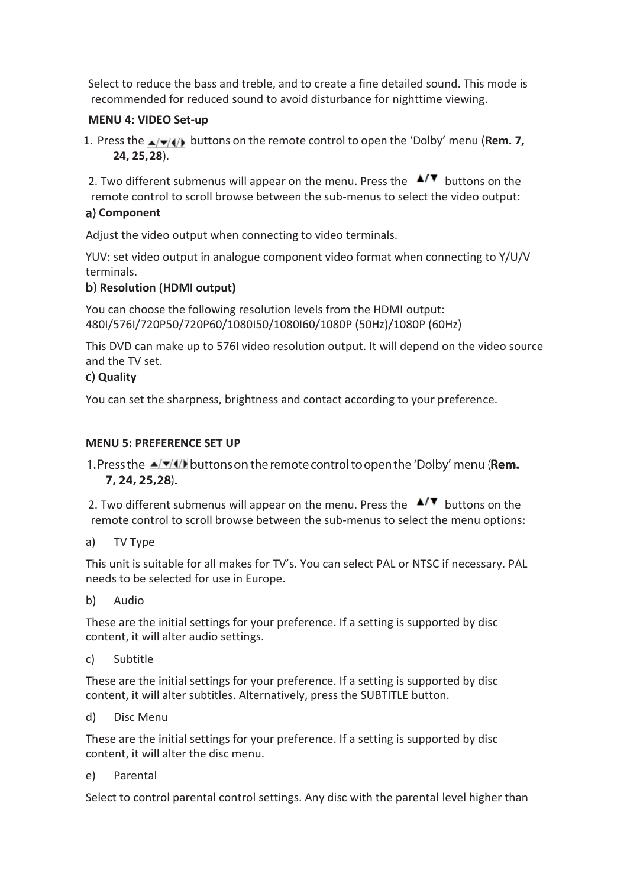Select to reduce the bass and treble, and to create a fine detailed sound. This mode is recommended for reduced sound to avoid disturbance for nighttime viewing.

**MENU 4: VIDEO Set-up**

1. Press the ▲/▼/◀/▶ buttons on the remote control to open the 'Dolby' menu (**Rem. 7, 24, 25, 28**).

2. Two different submenus will appear on the menu. Press the ▲/▼ buttons on the remote control to scroll browse between the sub-menus to select the video output:

a) **Component**

Adjust the video output when connecting to video terminals.

YUV: set video output in analogue component video format when connecting to Y/U/V terminals.

b) **Resolution (HDMI output)**

You can choose the following resolution levels from the HDMI output: 480I/576I/720P50/720P60/1080I50/1080I60/1080P (50Hz)/1080P (60Hz)

This DVD can make up to 576I video resolution output. It will depend on the video source and the TV set.

c) **Quality**

You can set the sharpness, brightness and contact according to your preference.

**MENU 5: PREFERENCE SET UP**

1. Press the ▲/▼/◀/▶ buttons on the remote control to open the 'Dolby' menu (**Rem. 7, 24, 25, 28**).

2. Two different submenus will appear on the menu. Press the ▲/▼ buttons on the remote control to scroll browse between the sub-menus to select the menu options:

a) TV Type

This unit is suitable for all makes for TV's. You can select PAL or NTSC if necessary. PAL needs to be selected for use in Europe.

b) Audio

These are the initial settings for your preference. If a setting is supported by disc content, it will alter audio settings.

c) Subtitle

These are the initial settings for your preference. If a setting is supported by disc content, it will alter subtitles. Alternatively, press the SUBTITLE button.

d) Disc Menu

These are the initial settings for your preference. If a setting is supported by disc content, it will alter the disc menu.

e) Parental

Select to control parental control settings. Any disc with the parental level higher than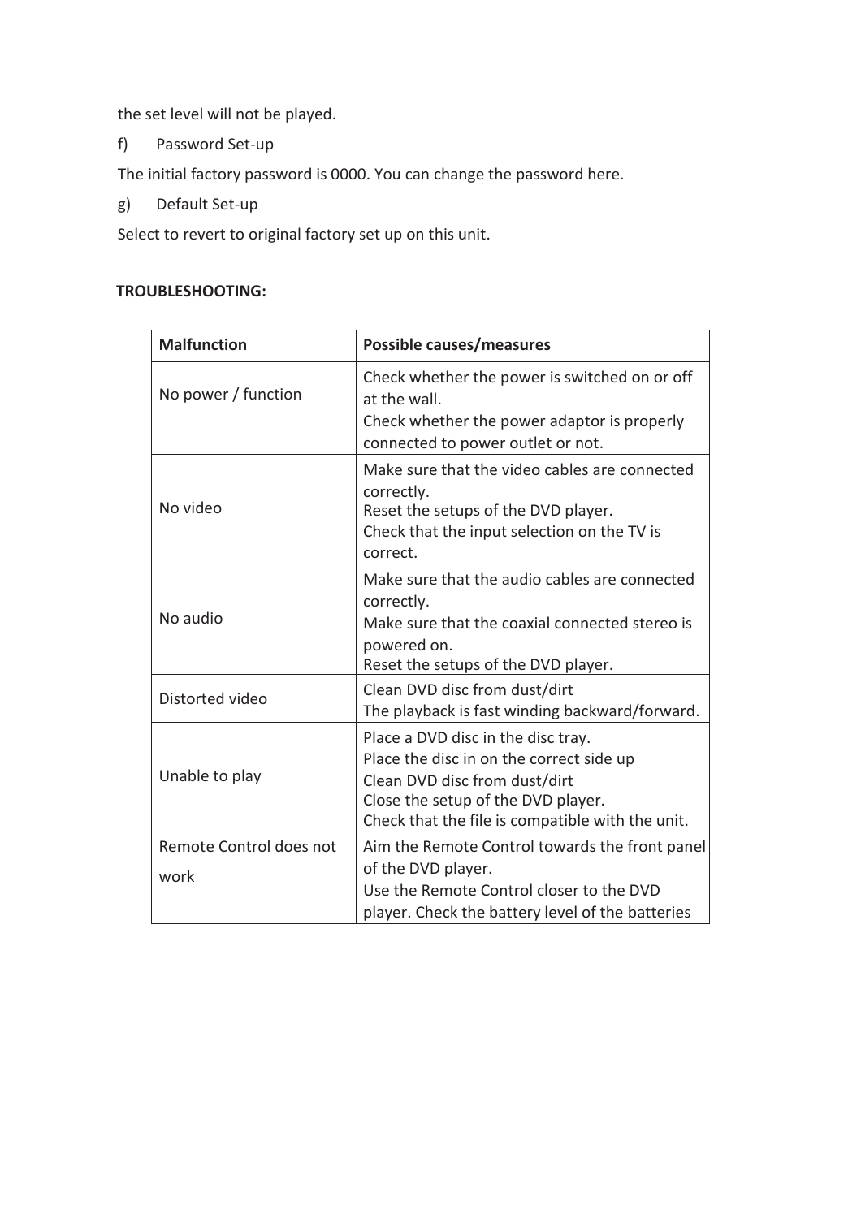the set level will not be played.

f) Password Set-up

The initial factory password is 0000. You can change the password here.

g) Default Set-up

Select to revert to original factory set up on this unit.

**TROUBLESHOOTING:**

| **Malfunction** | **Possible causes/measures** |
| --- | --- |
| No power / function | Check whether the power is switched on or off at the wall.<br>Check whether the power adaptor is properly connected to power outlet or not. |
| No video | Make sure that the video cables are connected correctly.<br>Reset the setups of the DVD player.<br>Check that the input selection on the TV is correct. |
| No audio | Make sure that the audio cables are connected correctly.<br>Make sure that the coaxial connected stereo is powered on.<br>Reset the setups of the DVD player. |
| Distorted video | Clean DVD disc from dust/dirt<br>The playback is fast winding backward/forward. |
| Unable to play | Place a DVD disc in the disc tray.<br>Place the disc in on the correct side up<br>Clean DVD disc from dust/dirt<br>Close the setup of the DVD player.<br>Check that the file is compatible with the unit. |
| Remote Control does not work | Aim the Remote Control towards the front panel of the DVD player.<br>Use the Remote Control closer to the DVD player. Check the battery level of the batteries |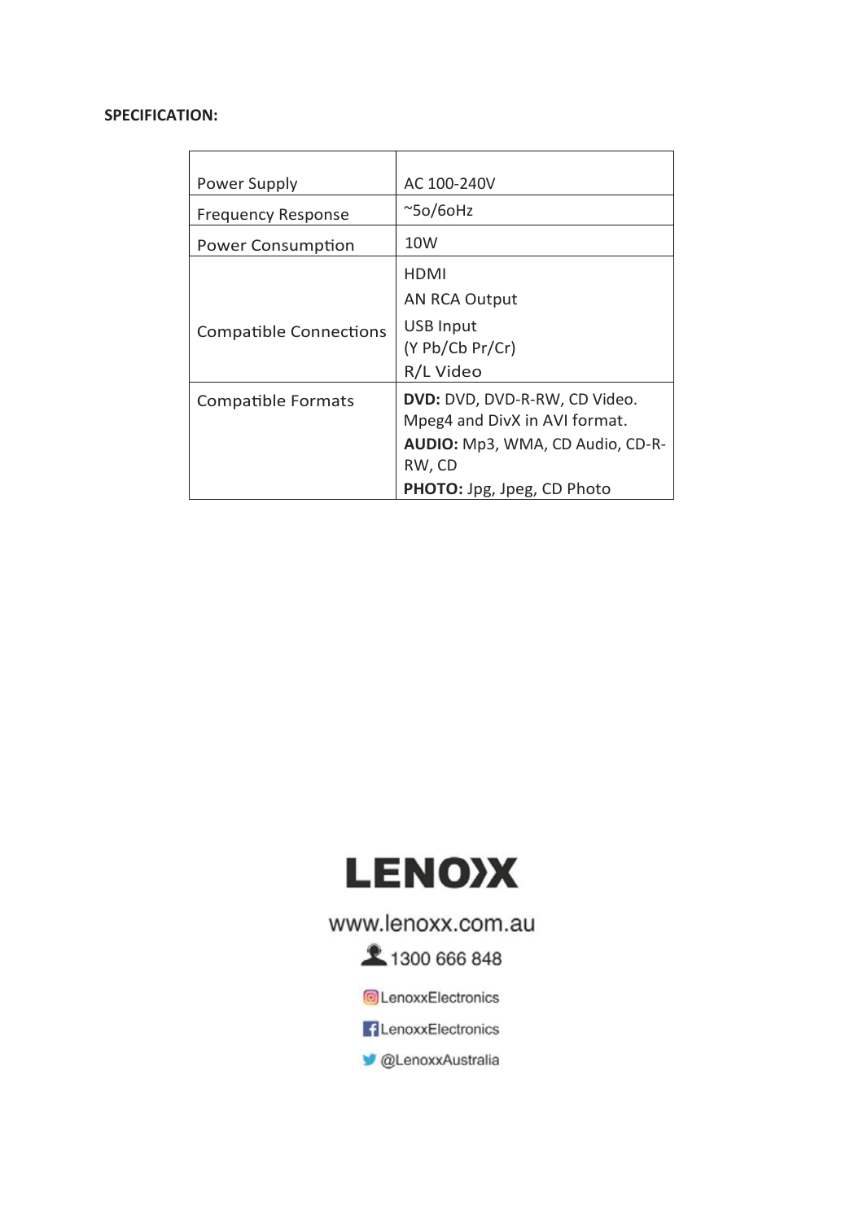**SPECIFICATION:**

| | |
|---|---|
| Power Supply | AC 100-240V |
| Frequency Response | ~5o/6oHz |
| Power Consumption | 10W |
| Compatible Connections | HDMI<br>AN RCA Output<br>USB Input<br>(Y Pb/Cb Pr/Cr)<br>R/L Video |
| Compatible Formats | **DVD:** DVD, DVD-R-RW, CD Video. Mpeg4 and DivX in AVI format.<br>**AUDIO:** Mp3, WMA, CD Audio, CD-R-RW, CD<br>**PHOTO:** Jpg, Jpeg, CD Photo |

LENOXX

www.lenoxx.com.au

1300 666 848

LenoxxElectronics

LenoxxElectronics

@LenoxxAustralia